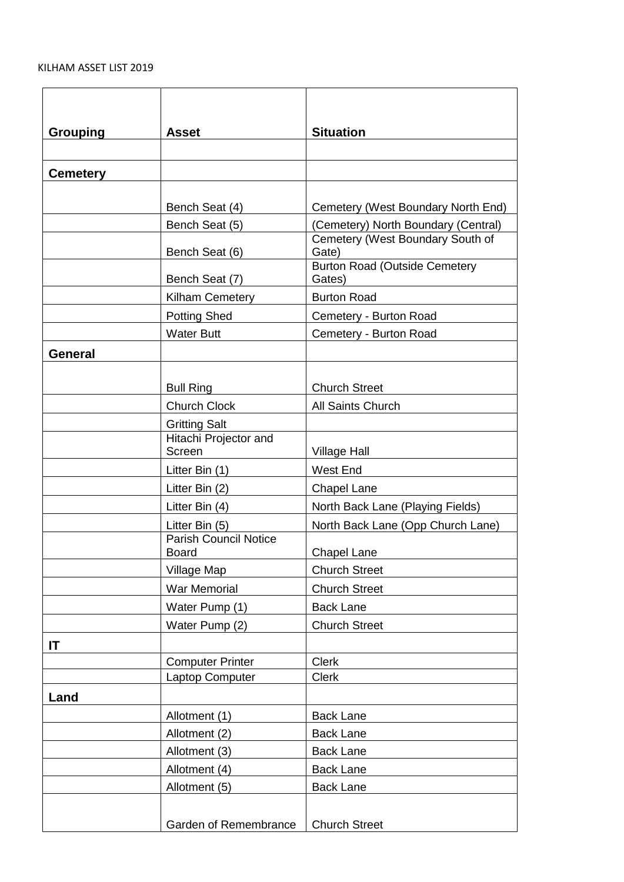KILHAM ASSET LIST 2019

| Grouping | Asset | Situation |
|---|---|---|
| | | |
| **Cemetery** | | |
| | Bench Seat (4) | Cemetery (West Boundary North End) |
| | Bench Seat (5) | (Cemetery) North Boundary (Central) |
| | Bench Seat (6) | Cemetery (West Boundary South of Gate) |
| | Bench Seat (7) | Burton Road (Outside Cemetery Gates) |
| | Kilham Cemetery | Burton Road |
| | Potting Shed | Cemetery - Burton Road |
| | Water Butt | Cemetery - Burton Road |
| **General** | | |
| | Bull Ring | Church Street |
| | Church Clock | All Saints Church |
| | Gritting Salt | |
| | Hitachi Projector and Screen | Village Hall |
| | Litter Bin (1) | West End |
| | Litter Bin (2) | Chapel Lane |
| | Litter Bin (4) | North Back Lane (Playing Fields) |
| | Litter Bin (5) | North Back Lane (Opp Church Lane) |
| | Parish Council Notice Board | Chapel Lane |
| | Village Map | Church Street |
| | War Memorial | Church Street |
| | Water Pump (1) | Back Lane |
| | Water Pump (2) | Church Street |
| **IT** | | |
| | Computer Printer | Clerk |
| | Laptop Computer | Clerk |
| **Land** | | |
| | Allotment (1) | Back Lane |
| | Allotment (2) | Back Lane |
| | Allotment (3) | Back Lane |
| | Allotment (4) | Back Lane |
| | Allotment (5) | Back Lane |
| | Garden of Remembrance | Church Street |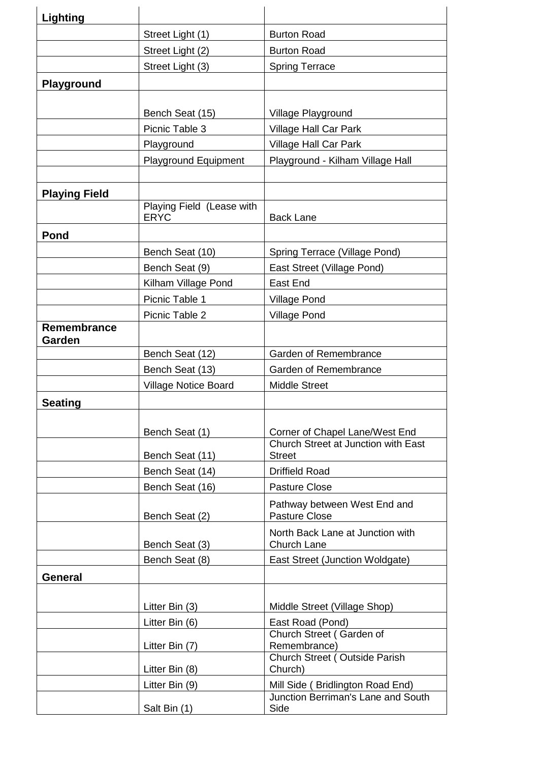| | | |
|---|---|---|
| **Lighting** | | |
| | Street Light (1) | Burton Road |
| | Street Light (2) | Burton Road |
| | Street Light (3) | Spring Terrace |
| **Playground** | | |
| | Bench Seat (15) | Village Playground |
| | Picnic Table 3 | Village Hall Car Park |
| | Playground | Village Hall Car Park |
| | Playground Equipment | Playground - Kilham Village Hall |
| | | |
| **Playing Field** | | |
| | Playing Field (Lease with ERYC | Back Lane |
| **Pond** | | |
| | Bench Seat (10) | Spring Terrace (Village Pond) |
| | Bench Seat (9) | East Street (Village Pond) |
| | Kilham Village Pond | East End |
| | Picnic Table 1 | Village Pond |
| | Picnic Table 2 | Village Pond |
| **Remembrance Garden** | | |
| | Bench Seat (12) | Garden of Remembrance |
| | Bench Seat (13) | Garden of Remembrance |
| | Village Notice Board | Middle Street |
| **Seating** | | |
| | Bench Seat (1) | Corner of Chapel Lane/West End |
| | Bench Seat (11) | Church Street at Junction with East Street |
| | Bench Seat (14) | Driffield Road |
| | Bench Seat (16) | Pasture Close |
| | Bench Seat (2) | Pathway between West End and Pasture Close |
| | Bench Seat (3) | North Back Lane at Junction with Church Lane |
| | Bench Seat (8) | East Street (Junction Woldgate) |
| **General** | | |
| | Litter Bin (3) | Middle Street (Village Shop) |
| | Litter Bin (6) | East Road (Pond) |
| | Litter Bin (7) | Church Street ( Garden of Remembrance) |
| | Litter Bin (8) | Church Street ( Outside Parish Church) |
| | Litter Bin (9) | Mill Side ( Bridlington Road End) |
| | Salt Bin (1) | Junction Berriman's Lane and South Side |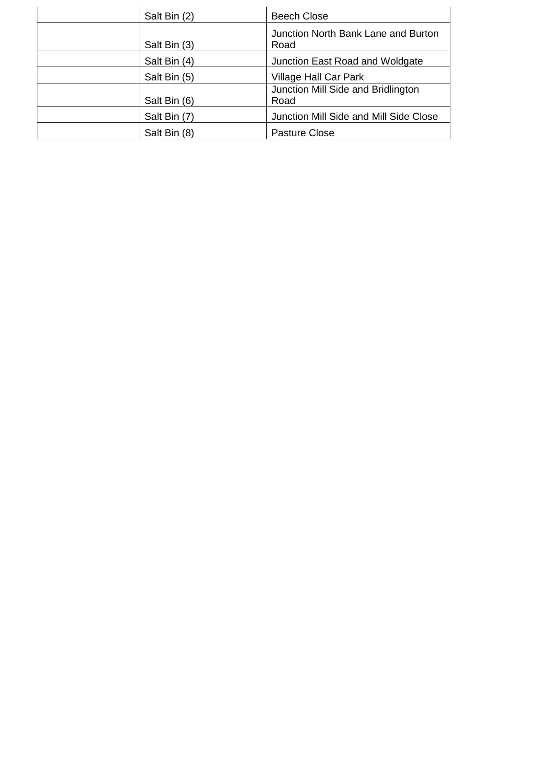| | | |
|---|---|---|
| | Salt Bin (2) | Beech Close |
| | Salt Bin (3) | Junction North Bank Lane and Burton Road |
| | Salt Bin (4) | Junction East Road and Woldgate |
| | Salt Bin (5) | Village Hall Car Park |
| | Salt Bin (6) | Junction Mill Side and Bridlington Road |
| | Salt Bin (7) | Junction Mill Side and Mill Side Close |
| | Salt Bin (8) | Pasture Close |